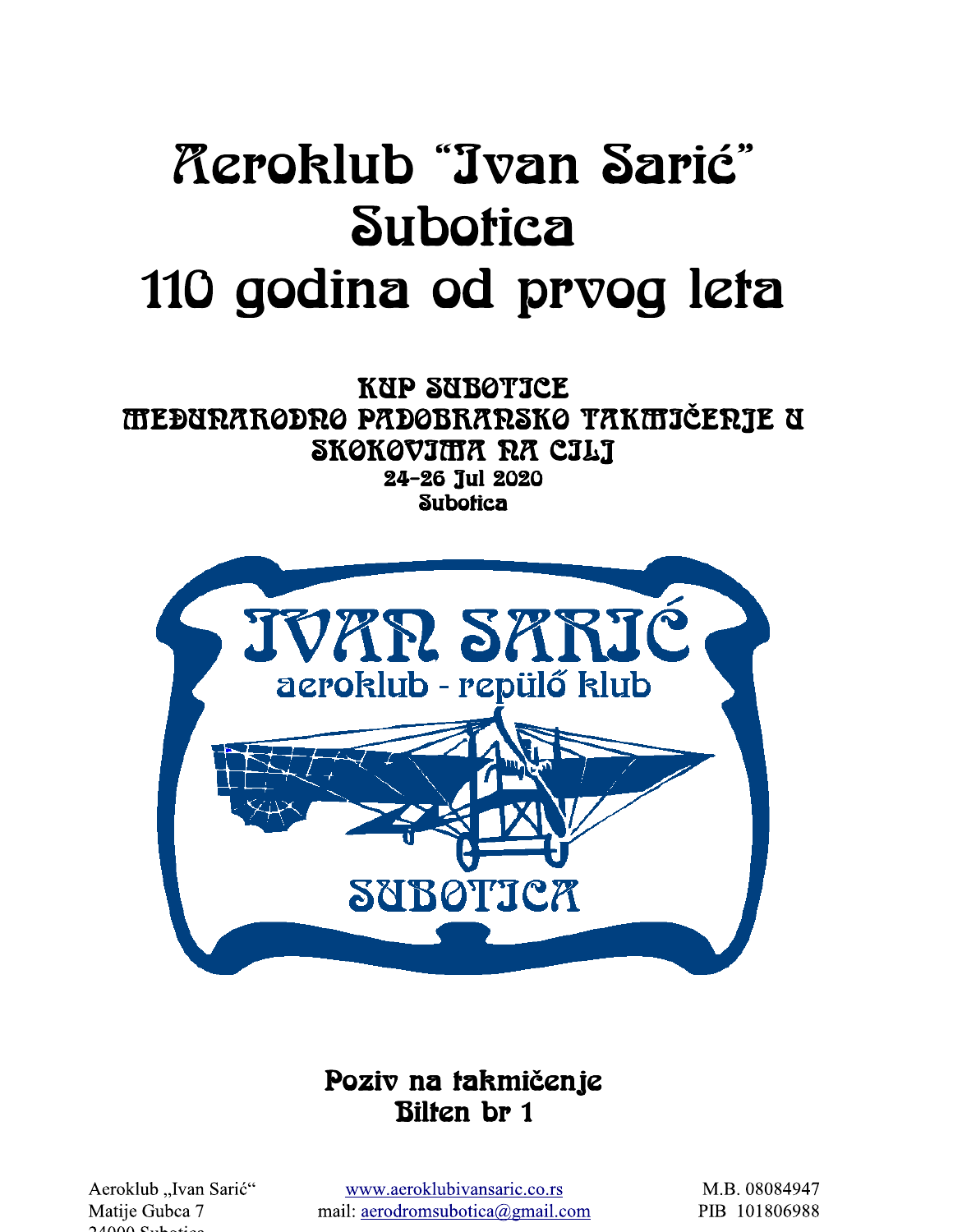# Aeroklub "Ivan Sarić" Subotica
# 110 godina od prvog leta

## KUP SUBOTICE
## MEĐUNARODNO PADOBRANSKO TAKMIČENJE U SKOKOVIMA NA CILJ

**24-26 Jul 2020**
**Subotica**

JVAN SARIĆ
aeroklub - repülő klub
SUBOTICA

## Poziv na takmičenje
## Bilten br 1

Aeroklub „Ivan Sarić"
Matije Gubca 7
24000 Subotica

www.aeroklubivansaric.co.rs
mail: aerodromsubotica@gmail.com

M.B. 08084947
PIB 101806988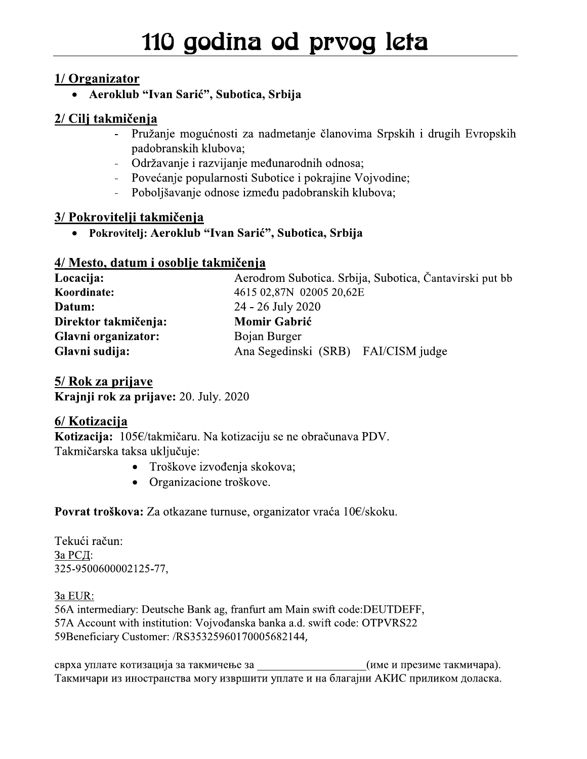# 110 godina od prvog leta

## 1/ Organizator

- **Aeroklub "Ivan Sarić", Subotica, Srbija**

## 2/ Cilj takmičenja

- Pružanje mogućnosti za nadmetanje članovima Srpskih i drugih Evropskih padobranskih klubova;
- Održavanje i razvijanje međunarodnih odnosa;
- Povećanje popularnosti Subotice i pokrajine Vojvodine;
- Poboljšavanje odnose između padobranskih klubova;

## 3/ Pokrovitelji takmičenja

- **Pokrovitelj: Aeroklub "Ivan Sarić", Subotica, Srbija**

## 4/ Mesto, datum i osoblje takmičenja

| | |
|---|---|
| **Locacija:** | Aerodrom Subotica. Srbija, Subotica, Čantavirski put bb |
| **Koordinate:** | 4615 02,87N 02005 20,62E |
| **Datum:** | 24 - 26 July 2020 |
| **Direktor takmičenja:** | **Momir Gabrić** |
| **Glavni organizator:** | Bojan Burger |
| **Glavni sudija:** | Ana Segedinski (SRB) FAI/CISM judge |

## 5/ Rok za prijave

**Krajnji rok za prijave:** 20. July. 2020

## 6/ Kotizacija

**Kotizacija:** 105€/takmičaru. Na kotizaciju se ne obračunava PDV.
Takmičarska taksa uključuje:

- Troškove izvođenja skokova;
- Organizacione troškove.

**Povrat troškova:** Za otkazane turnuse, organizator vraća 10€/skoku.

Tekući račun:
За РСД:
325-9500600002125-77,

За EUR:
56A intermediary: Deutsche Bank ag, franfurt am Main swift code:DEUTDEFF,
57A Account with institution: Vojvođanska banka a.d. swift code: OTPVRS22
59Beneficiary Customer: /RS35325960170005682144,

сврха уплате котизација за такмичење за __________________(име и презиме такмичара).
Такмичари из иностранства могу извршити уплате и на благајни АКИС приликом доласка.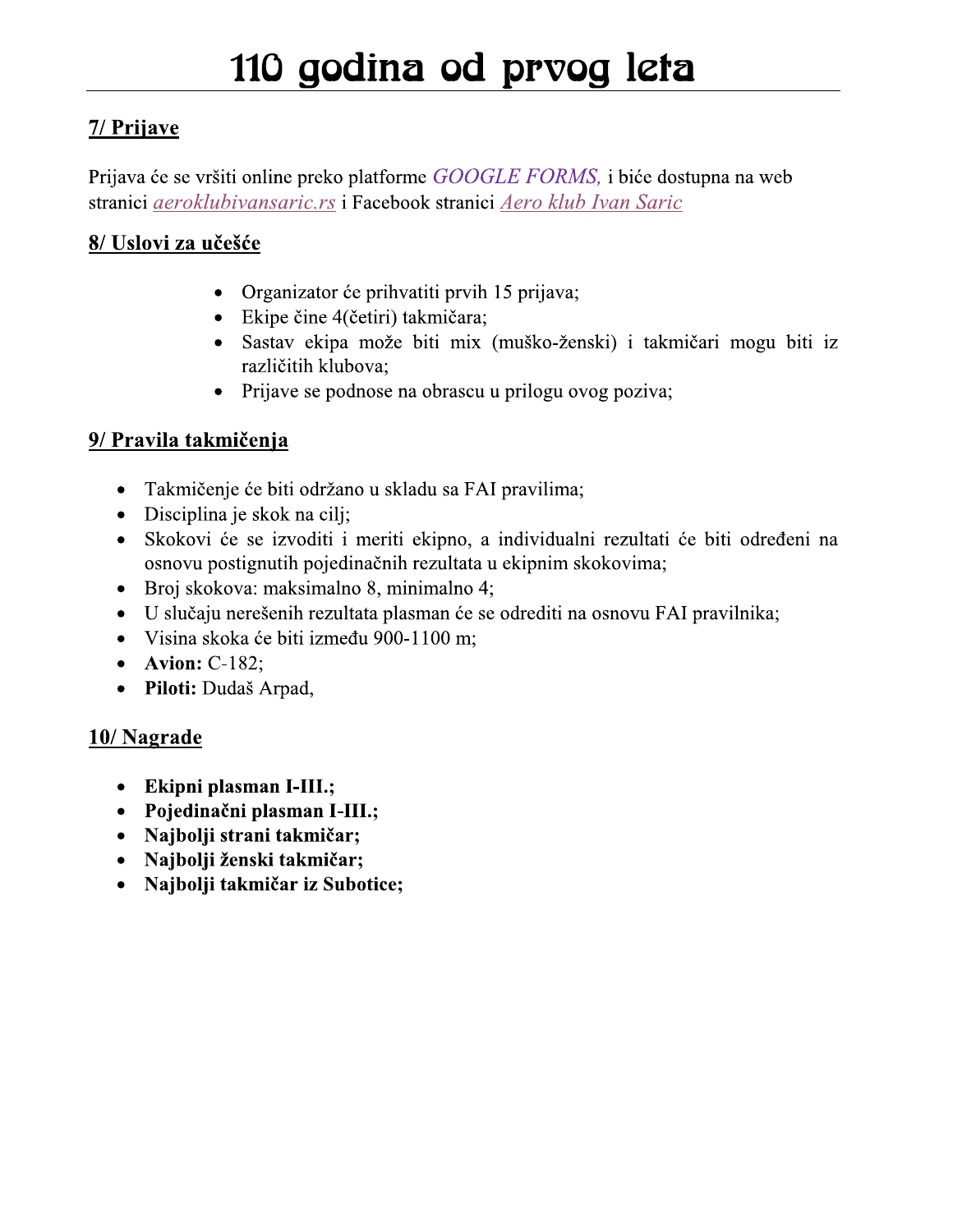# 110 godina od prvog leta

## 7/ Prijave

Prijava će se vršiti online preko platforme *GOOGLE FORMS,* i biće dostupna na web stranici *aeroklubivansaric.rs* i Facebook stranici *Aero klub Ivan Saric*

## 8/ Uslovi za učešće

- Organizator će prihvatiti prvih 15 prijava;
- Ekipe čine 4(četiri) takmičara;
- Sastav ekipa može biti mix (muško-ženski) i takmičari mogu biti iz različitih klubova;
- Prijave se podnose na obrascu u prilogu ovog poziva;

## 9/ Pravila takmičenja

- Takmičenje će biti održano u skladu sa FAI pravilima;
- Disciplina je skok na cilj;
- Skokovi će se izvoditi i meriti ekipno, a individualni rezultati će biti određeni na osnovu postignutih pojedinačnih rezultata u ekipnim skokovima;
- Broj skokova: maksimalno 8, minimalno 4;
- U slučaju nerešenih rezultata plasman će se odrediti na osnovu FAI pravilnika;
- Visina skoka će biti između 900-1100 m;
- **Avion:** C-182;
- **Piloti:** Dudaš Arpad,

## 10/ Nagrade

- **Ekipni plasman I-III.;**
- **Pojedinačni plasman I-III.;**
- **Najbolji strani takmičar;**
- **Najbolji ženski takmičar;**
- **Najbolji takmičar iz Subotice;**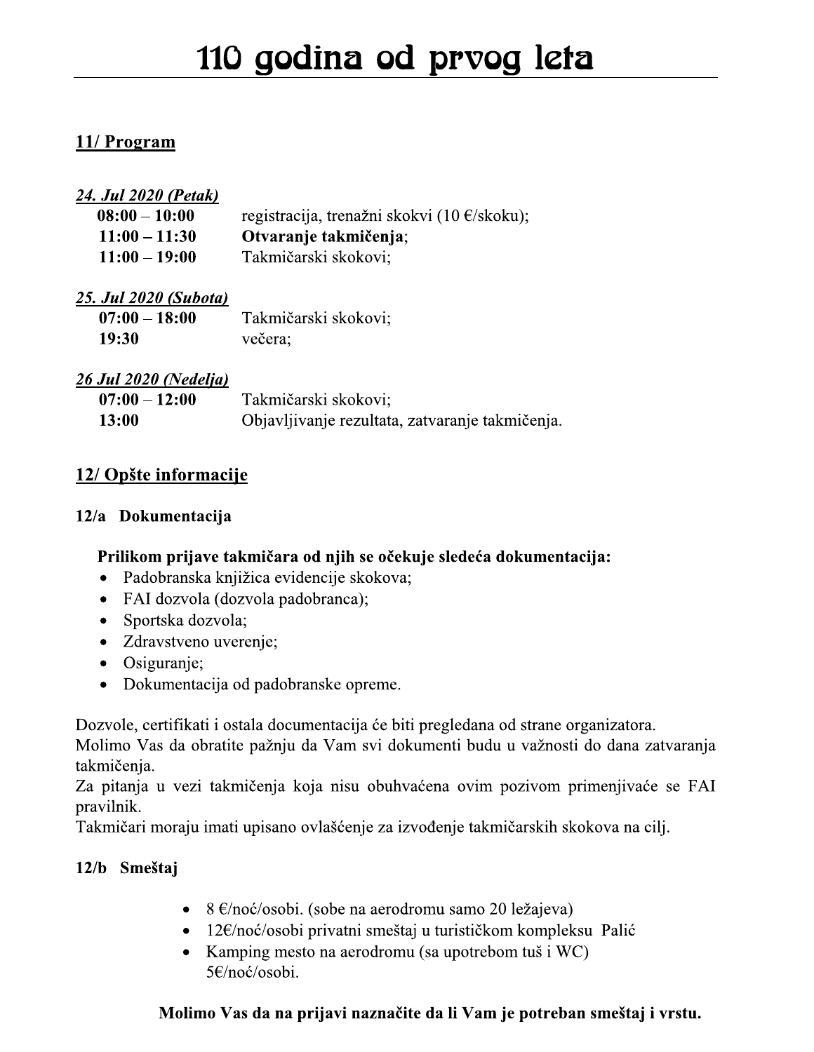# 110 godina od prvog leta

## 11/ Program

***24. Jul 2020 (Petak)***

**08:00 – 10:00** registracija, trenažni skokvi (10 €/skoku);
**11:00 – 11:30** **Otvaranje takmičenja**;
**11:00 – 19:00** Takmičarski skokovi;

***25. Jul 2020 (Subota)***

**07:00 – 18:00** Takmičarski skokovi;
**19:30** večera;

***26 Jul 2020 (Nedelja)***

**07:00 – 12:00** Takmičarski skokovi;
**13:00** Objavljivanje rezultata, zatvaranje takmičenja.

## 12/ Opšte informacije

### 12/a Dokumentacija

**Prilikom prijave takmičara od njih se očekuje sledeća dokumentacija:**

- Padobranska knjižica evidencije skokova;
- FAI dozvola (dozvola padobranca);
- Sportska dozvola;
- Zdravstveno uverenje;
- Osiguranje;
- Dokumentacija od padobranske opreme.

Dozvole, certifikati i ostala documentacija će biti pregledana od strane organizatora.
Molimo Vas da obratite pažnju da Vam svi dokumenti budu u važnosti do dana zatvaranja takmičenja.
Za pitanja u vezi takmičenja koja nisu obuhvaćena ovim pozivom primenjivaće se FAI pravilnik.
Takmičari moraju imati upisano ovlašćenje za izvođenje takmičarskih skokova na cilj.

### 12/b Smeštaj

- 8 €/noć/osobi. (sobe na aerodromu samo 20 ležajeva)
- 12€/noć/osobi privatni smeštaj u turističkom kompleksu Palić
- Kamping mesto na aerodromu (sa upotrebom tuš i WC) 5€/noć/osobi.

**Molimo Vas da na prijavi naznačite da li Vam je potreban smeštaj i vrstu.**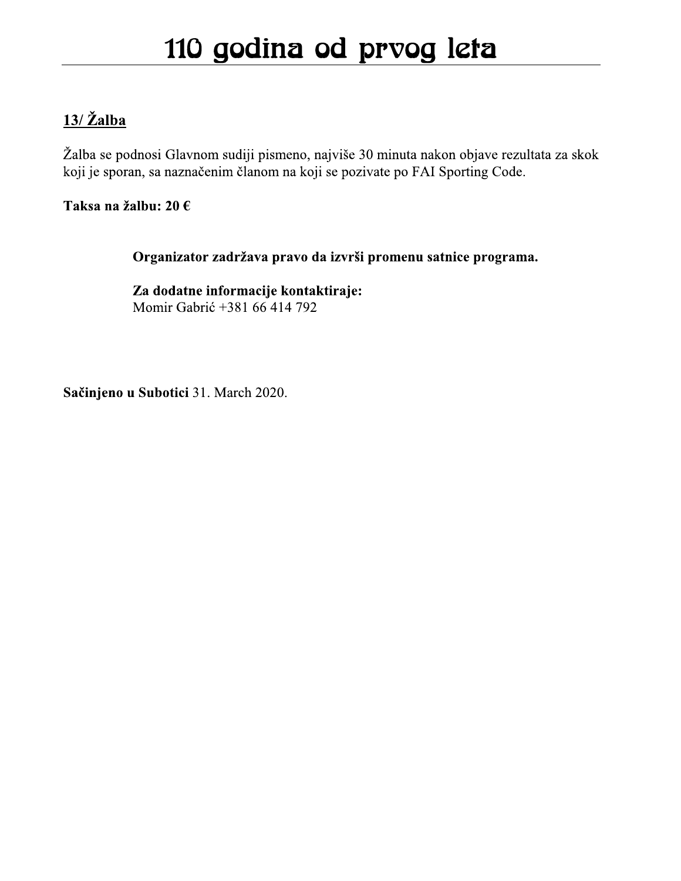## 13/ Žalba

Žalba se podnosi Glavnom sudiji pismeno, najviše 30 minuta nakon objave rezultata za skok koji je sporan, sa naznačenim članom na koji se pozivate po FAI Sporting Code.

**Taksa na žalbu: 20 €**

**Organizator zadržava pravo da izvrši promenu satnice programa.**

**Za dodatne informacije kontaktiraje:**
Momir Gabrić +381 66 414 792

**Sačinjeno u Subotici** 31. March 2020.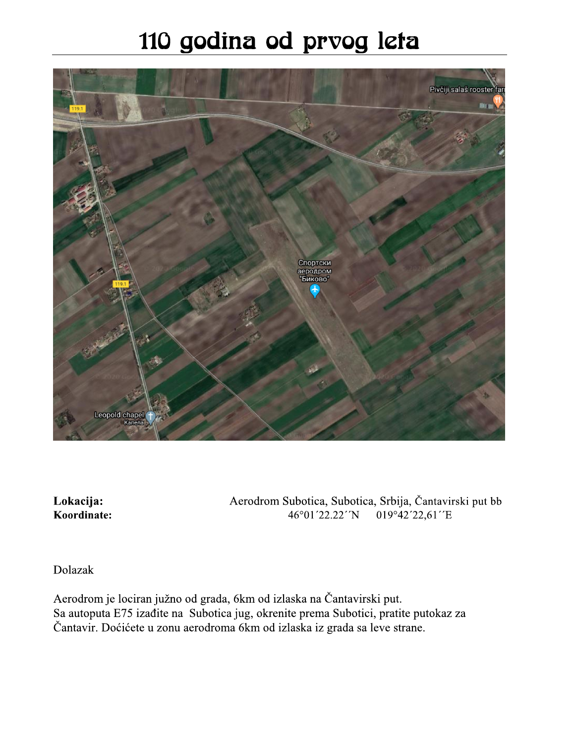# 110 godina od prvog leta

**Lokacija:** Aerodrom Subotica, Subotica, Srbija, Čantavirski put bb
**Koordinate:** 46°01´22.22´´N 019°42´22,61´´E

Dolazak

Aerodrom je lociran južno od grada, 6km od izlaska na Čantavirski put.
Sa autoputa E75 izađite na Subotica jug, okrenite prema Subotici, pratite putokaz za Čantavir. Doćićete u zonu aerodroma 6km od izlaska iz grada sa leve strane.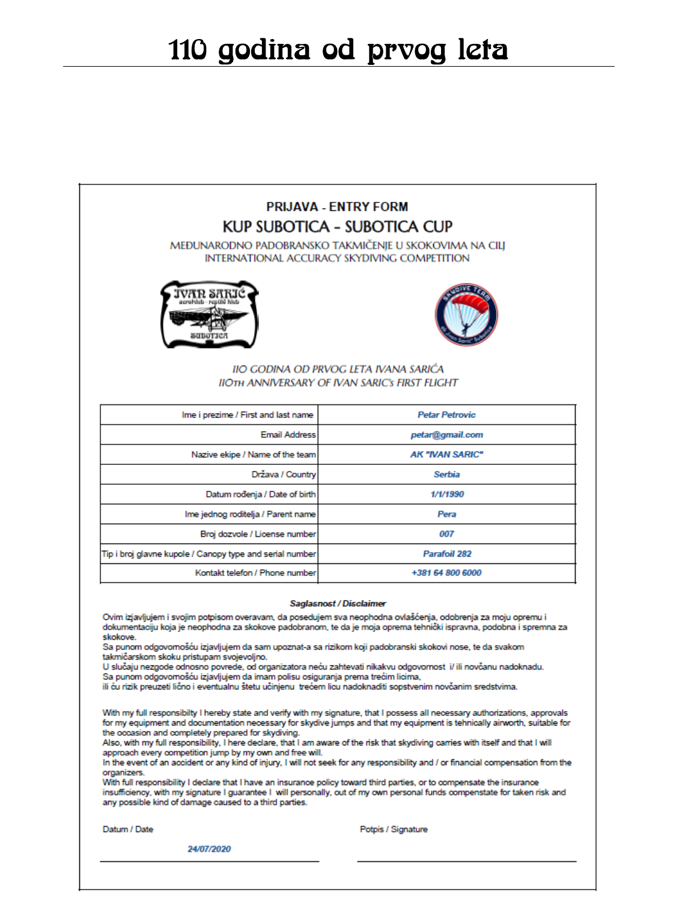# 110 godina od prvog leta

## PRIJAVA - ENTRY FORM

## KUP SUBOTICA - SUBOTICA CUP

MEĐUNARODNO PADOBRANSKO TAKMIČENJE U SKOKOVIMA NA CILJ
INTERNATIONAL ACCURACY SKYDIVING COMPETITION

*IIO GODINA OD PRVOG LETA IVANA SARIĆA*
*IIOTH ANNIVERSARY OF IVAN SARIC's FIRST FLIGHT*

| | |
|---|---|
| Ime i prezime / First and last name | ***Petar Petrovic*** |
| Email Address | ***petar@gmail.com*** |
| Nazive ekipe / Name of the team | ***AK "IVAN SARIC"*** |
| Država / Country | ***Serbia*** |
| Datum rođenja / Date of birth | ***1/1/1990*** |
| Ime jednog roditelja / Parent name | ***Pera*** |
| Broj dozvole / License number | ***007*** |
| Tip i broj glavne kupole / Canopy type and serial number | ***Parafoil 282*** |
| Kontakt telefon / Phone number | ***+381 64 800 6000*** |

***Saglasnost / Disclaimer***

Ovim izjavljujem i svojim potpisom overavam, da posedujem sva neophodna ovlašćenja, odobrenja za moju opremu i dokumentaciju koja je neophodna za skokove padobranom, te da je moja oprema tehnički ispravna, podobna i spremna za skokove.
Sa punom odgovornošću izjavljujem da sam upoznat-a sa rizikom koji padobranski skokovi nose, te da svakom takmičarskom skoku pristupam svojevoljno.
U slučaju nezgode odnosno povrede, od organizatora neću zahtevati nikakvu odgovornost i/ ili novčanu nadoknadu.
Sa punom odgovornošću izjavljujem da imam polisu osiguranja prema trećim licima,
ili ću rizik preuzeti lično i eventualnu štetu učinjenu trećem licu nadoknaditi sopstvenim novčanim sredstvima.

With my full responsibilty I hereby state and verify with my signature, that I possess all necessary authorizations, approvals for my equipment and documentation necessary for skydive jumps and that my equipment is tehnically airworth, suitable for the occasion and completely prepared for skydiving.
Also, with my full responsibility, I here declare, that I am aware of the risk that skydiving carries with itself and that I will approach every competition jump by my own and free will.
In the event of an accident or any kind of injury, I will not seek for any responsibility and / or financial compensation from the organizers.
With full responsibility I declare that I have an insurance policy toward third parties, or to compensate the insurance insufficiency, with my signature I guarantee I will personally, out of my own personal funds compenstate for taken risk and any possible kind of damage caused to a third parties.

Datum / Date ***24/07/2020***

Potpis / Signature